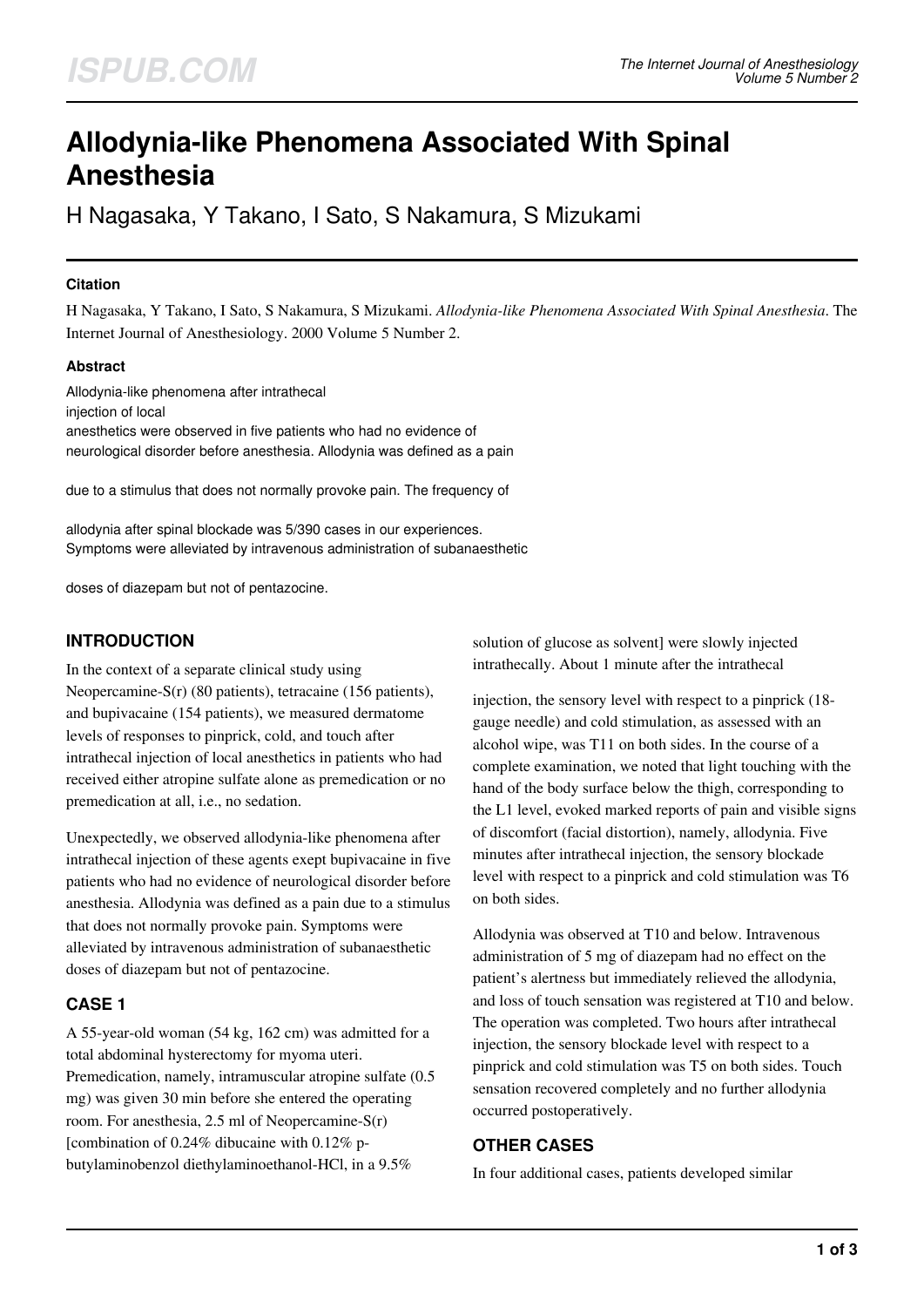# Allodynia-like Phenomena Associated With Spinal Anesthesia

H Nagasaka, Y Takano, I Sato, S Nakamura, S Mizukami

### Citation

H Nagasaka, Y Takano, I Sato, S Nakamura, S Mizukami. *Allodynia-like Phenomena Associated With Spinal Anesthesia*. The Internet Journal of Anesthesiology. 2000 Volume 5 Number 2.

### Abstract

Allodynia-like phenomena after intrathecal injection of local anesthetics were observed in five patients who had no evidence of neurological disorder before anesthesia. Allodynia was defined as a pain due to a stimulus that does not normally provoke pain. The frequency of allodynia after spinal blockade was 5/390 cases in our experiences. Symptoms were alleviated by intravenous administration of subanaesthetic doses of diazepam but not of pentazocine.

## INTRODUCTION

In the context of a separate clinical study using Neopercamine-S(r) (80 patients), tetracaine (156 patients), and bupivacaine (154 patients), we measured dermatome levels of responses to pinprick, cold, and touch after intrathecal injection of local anesthetics in patients who had received either atropine sulfate alone as premedication or no premedication at all, i.e., no sedation.

Unexpectedly, we observed allodynia-like phenomena after intrathecal injection of these agents exept bupivacaine in five patients who had no evidence of neurological disorder before anesthesia. Allodynia was defined as a pain due to a stimulus that does not normally provoke pain. Symptoms were alleviated by intravenous administration of subanaesthetic doses of diazepam but not of pentazocine.

## CASE 1

A 55-year-old woman (54 kg, 162 cm) was admitted for a total abdominal hysterectomy for myoma uteri. Premedication, namely, intramuscular atropine sulfate (0.5 mg) was given 30 min before she entered the operating room. For anesthesia, 2.5 ml of Neopercamine-S(r) [combination of 0.24% dibucaine with 0.12% p-butylaminobenzol diethylaminoethanol-HCl, in a 9.5% solution of glucose as solvent] were slowly injected intrathecally. About 1 minute after the intrathecal injection, the sensory level with respect to a pinprick (18-gauge needle) and cold stimulation, as assessed with an alcohol wipe, was T11 on both sides. In the course of a complete examination, we noted that light touching with the hand of the body surface below the thigh, corresponding to the L1 level, evoked marked reports of pain and visible signs of discomfort (facial distortion), namely, allodynia. Five minutes after intrathecal injection, the sensory blockade level with respect to a pinprick and cold stimulation was T6 on both sides.

Allodynia was observed at T10 and below. Intravenous administration of 5 mg of diazepam had no effect on the patient's alertness but immediately relieved the allodynia, and loss of touch sensation was registered at T10 and below. The operation was completed. Two hours after intrathecal injection, the sensory blockade level with respect to a pinprick and cold stimulation was T5 on both sides. Touch sensation recovered completely and no further allodynia occurred postoperatively.

## OTHER CASES

In four additional cases, patients developed similar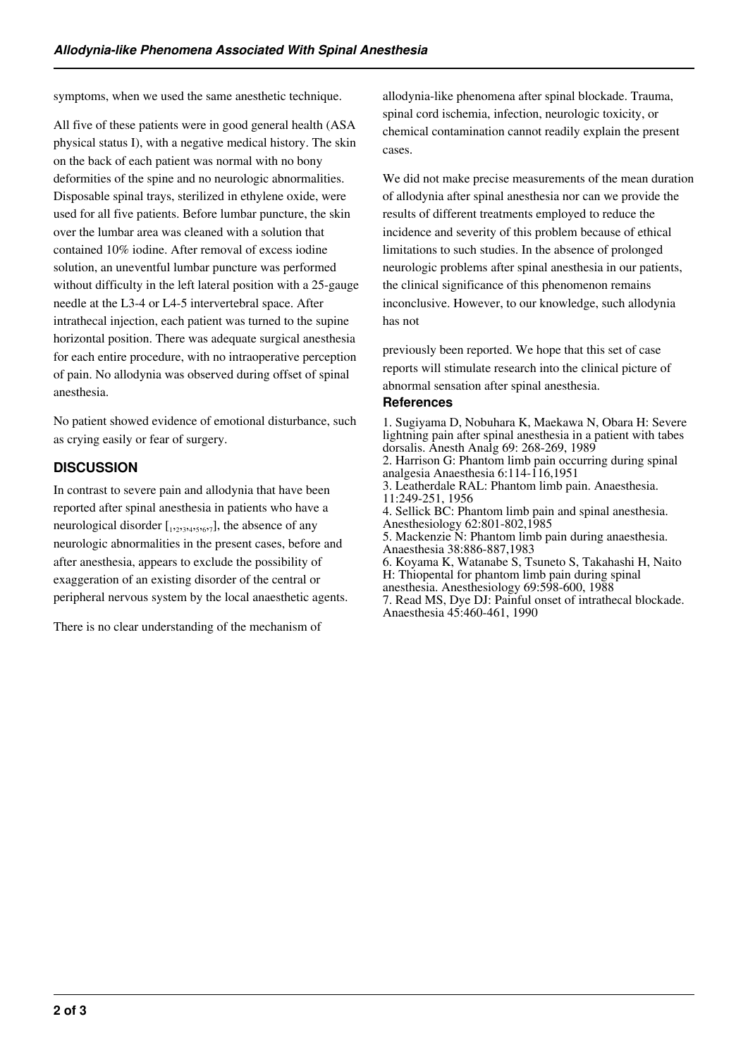symptoms, when we used the same anesthetic technique.

All five of these patients were in good general health (ASA physical status I), with a negative medical history. The skin on the back of each patient was normal with no bony deformities of the spine and no neurologic abnormalities. Disposable spinal trays, sterilized in ethylene oxide, were used for all five patients. Before lumbar puncture, the skin over the lumbar area was cleaned with a solution that contained 10% iodine. After removal of excess iodine solution, an uneventful lumbar puncture was performed without difficulty in the left lateral position with a 25-gauge needle at the L3-4 or L4-5 intervertebral space. After intrathecal injection, each patient was turned to the supine horizontal position. There was adequate surgical anesthesia for each entire procedure, with no intraoperative perception of pain. No allodynia was observed during offset of spinal anesthesia.

No patient showed evidence of emotional disturbance, such as crying easily or fear of surgery.

## DISCUSSION

In contrast to severe pain and allodynia that have been reported after spinal anesthesia in patients who have a neurological disorder [1,2,3,4,5,6,7], the absence of any neurologic abnormalities in the present cases, before and after anesthesia, appears to exclude the possibility of exaggeration of an existing disorder of the central or peripheral nervous system by the local anaesthetic agents.

There is no clear understanding of the mechanism of allodynia-like phenomena after spinal blockade. Trauma, spinal cord ischemia, infection, neurologic toxicity, or chemical contamination cannot readily explain the present cases.

We did not make precise measurements of the mean duration of allodynia after spinal anesthesia nor can we provide the results of different treatments employed to reduce the incidence and severity of this problem because of ethical limitations to such studies. In the absence of prolonged neurologic problems after spinal anesthesia in our patients, the clinical significance of this phenomenon remains inconclusive. However, to our knowledge, such allodynia has not previously been reported. We hope that this set of case reports will stimulate research into the clinical picture of abnormal sensation after spinal anesthesia.

### References

1. Sugiyama D, Nobuhara K, Maekawa N, Obara H: Severe lightning pain after spinal anesthesia in a patient with tabes dorsalis. Anesth Analg 69: 268-269, 1989
2. Harrison G: Phantom limb pain occurring during spinal analgesia Anaesthesia 6:114-116,1951
3. Leatherdale RAL: Phantom limb pain. Anaesthesia. 11:249-251, 1956
4. Sellick BC: Phantom limb pain and spinal anesthesia. Anesthesiology 62:801-802,1985
5. Mackenzie N: Phantom limb pain during anaesthesia. Anaesthesia 38:886-887,1983
6. Koyama K, Watanabe S, Tsuneto S, Takahashi H, Naito H: Thiopental for phantom limb pain during spinal anesthesia. Anesthesiology 69:598-600, 1988
7. Read MS, Dye DJ: Painful onset of intrathecal blockade. Anaesthesia 45:460-461, 1990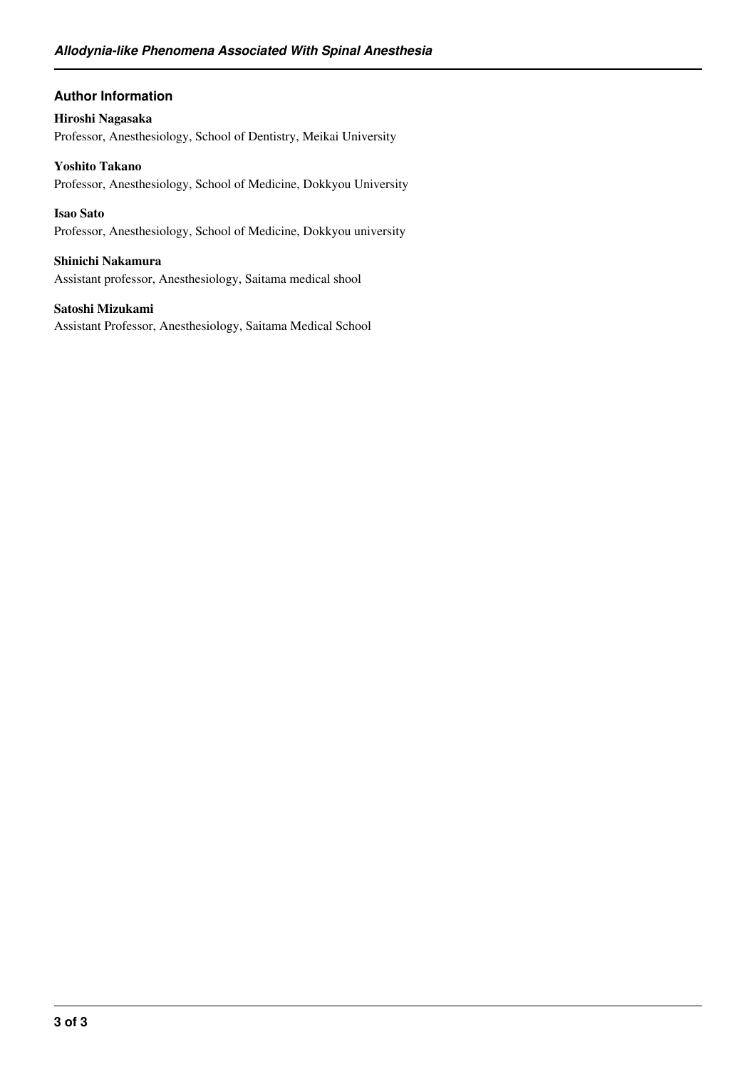## Author Information

**Hiroshi Nagasaka**
Professor, Anesthesiology, School of Dentistry, Meikai University

**Yoshito Takano**
Professor, Anesthesiology, School of Medicine, Dokkyou University

**Isao Sato**
Professor, Anesthesiology, School of Medicine, Dokkyou university

**Shinichi Nakamura**
Assistant professor, Anesthesiology, Saitama medical shool

**Satoshi Mizukami**
Assistant Professor, Anesthesiology, Saitama Medical School